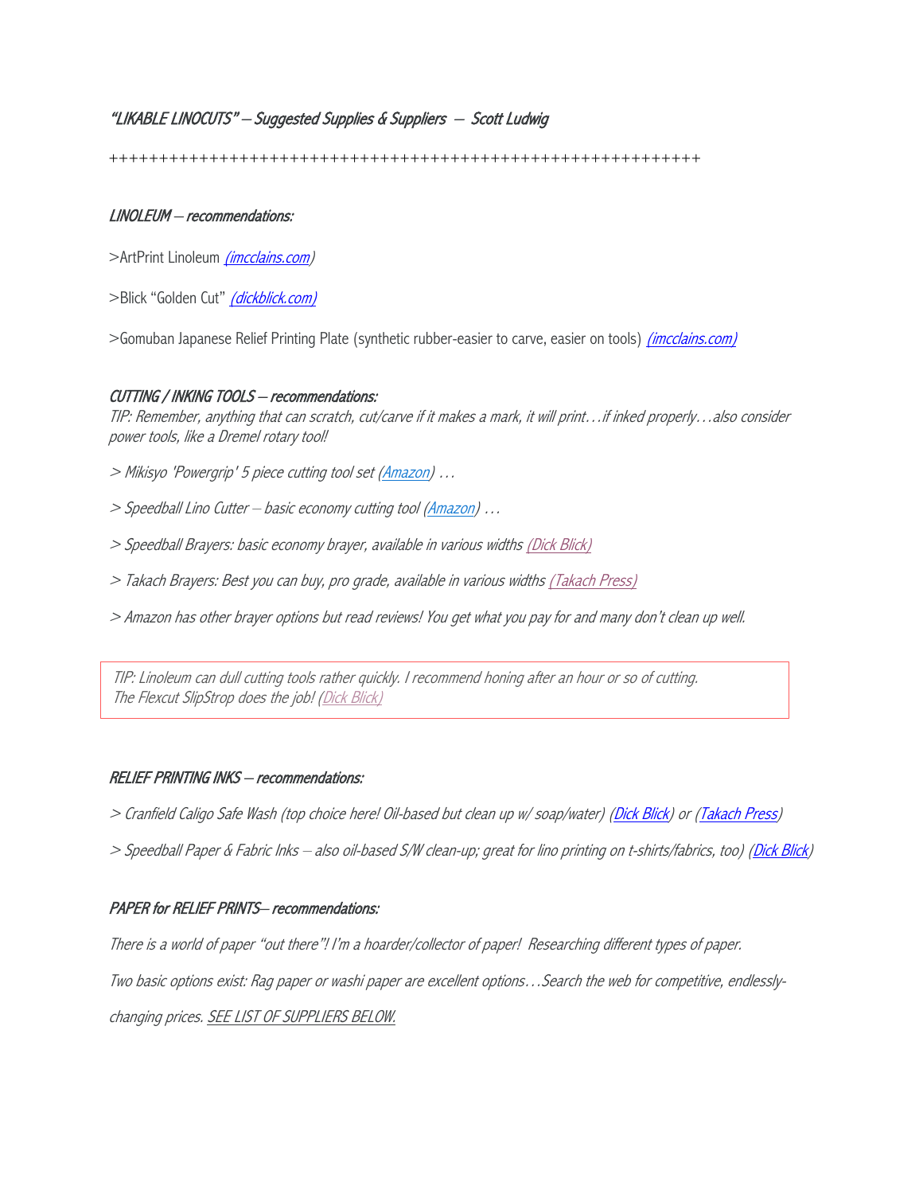*"LIKABLE LINOCUTS" – Suggested Supplies & Suppliers – Scott Ludwig*

+++++++++++++++++++++++++++++++++++++++++++++++++++++++++++

## *LINOLEUM – recommendations:*

>ArtPrint Linoleum *(imcclains.com)*

>Blick "Golden Cut" *(dickblick.com)*

>Gomuban Japanese Relief Printing Plate (synthetic rubber-easier to carve, easier on tools) *(imcclains.com)*

## *CUTTING / INKING TOOLS – recommendations:*

*TIP: Remember, anything that can scratch, cut/carve if it makes a mark, it will print…if inked properly…also consider power tools, like a Dremel rotary tool!*

*> Mikisyo 'Powergrip' 5 piece cutting tool set (Amazon) …*

*> Speedball Lino Cutter – basic economy cutting tool (Amazon) …*

*> Speedball Brayers: basic economy brayer, available in various widths (Dick Blick)*

*> Takach Brayers: Best you can buy, pro grade, available in various widths (Takach Press)*

*> Amazon has other brayer options but read reviews! You get what you pay for and many don't clean up well.*

*TIP: Linoleum can dull cutting tools rather quickly. I recommend honing after an hour or so of cutting. The Flexcut SlipStrop does the job! (Dick Blick)*

## *RELIEF PRINTING INKS – recommendations:*

*> Cranfield Caligo Safe Wash (top choice here! Oil-based but clean up w/ soap/water) (Dick Blick) or (Takach Press)*

*> Speedball Paper & Fabric Inks – also oil-based S/W clean-up; great for lino printing on t-shirts/fabrics, too) (Dick Blick)*

## *PAPER for RELIEF PRINTS– recommendations:*

*There is a world of paper "out there"! I'm a hoarder/collector of paper! Researching different types of paper.*

*Two basic options exist: Rag paper or washi paper are excellent options…Search the web for competitive, endlessly-changing prices. SEE LIST OF SUPPLIERS BELOW.*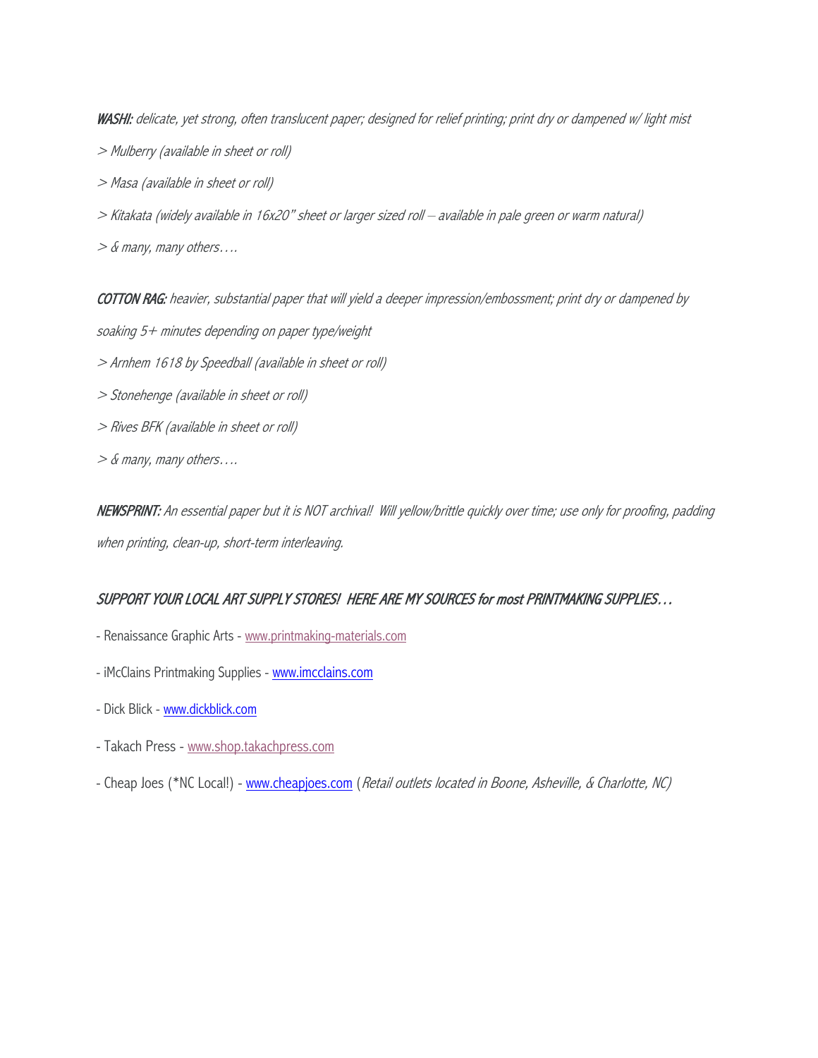***WASHI:*** *delicate, yet strong, often translucent paper; designed for relief printing; print dry or dampened w/ light mist*

*> Mulberry (available in sheet or roll)*

*> Masa (available in sheet or roll)*

*> Kitakata (widely available in 16x20" sheet or larger sized roll – available in pale green or warm natural)*

*> & many, many others….*

***COTTON RAG:*** *heavier, substantial paper that will yield a deeper impression/embossment; print dry or dampened by soaking 5+ minutes depending on paper type/weight*

*> Arnhem 1618 by Speedball (available in sheet or roll)*

*> Stonehenge (available in sheet or roll)*

*> Rives BFK (available in sheet or roll)*

*> & many, many others….*

***NEWSPRINT:*** *An essential paper but it is NOT archival! Will yellow/brittle quickly over time; use only for proofing, padding when printing, clean-up, short-term interleaving.*

*SUPPORT YOUR LOCAL ART SUPPLY STORES! HERE ARE MY SOURCES for most PRINTMAKING SUPPLIES…*

- Renaissance Graphic Arts - www.printmaking-materials.com
- iMcClains Printmaking Supplies - www.imcclains.com
- Dick Blick - www.dickblick.com
- Takach Press - www.shop.takachpress.com
- Cheap Joes (*NC Local!) - www.cheapjoes.com (*Retail outlets located in Boone, Asheville, & Charlotte, NC)*